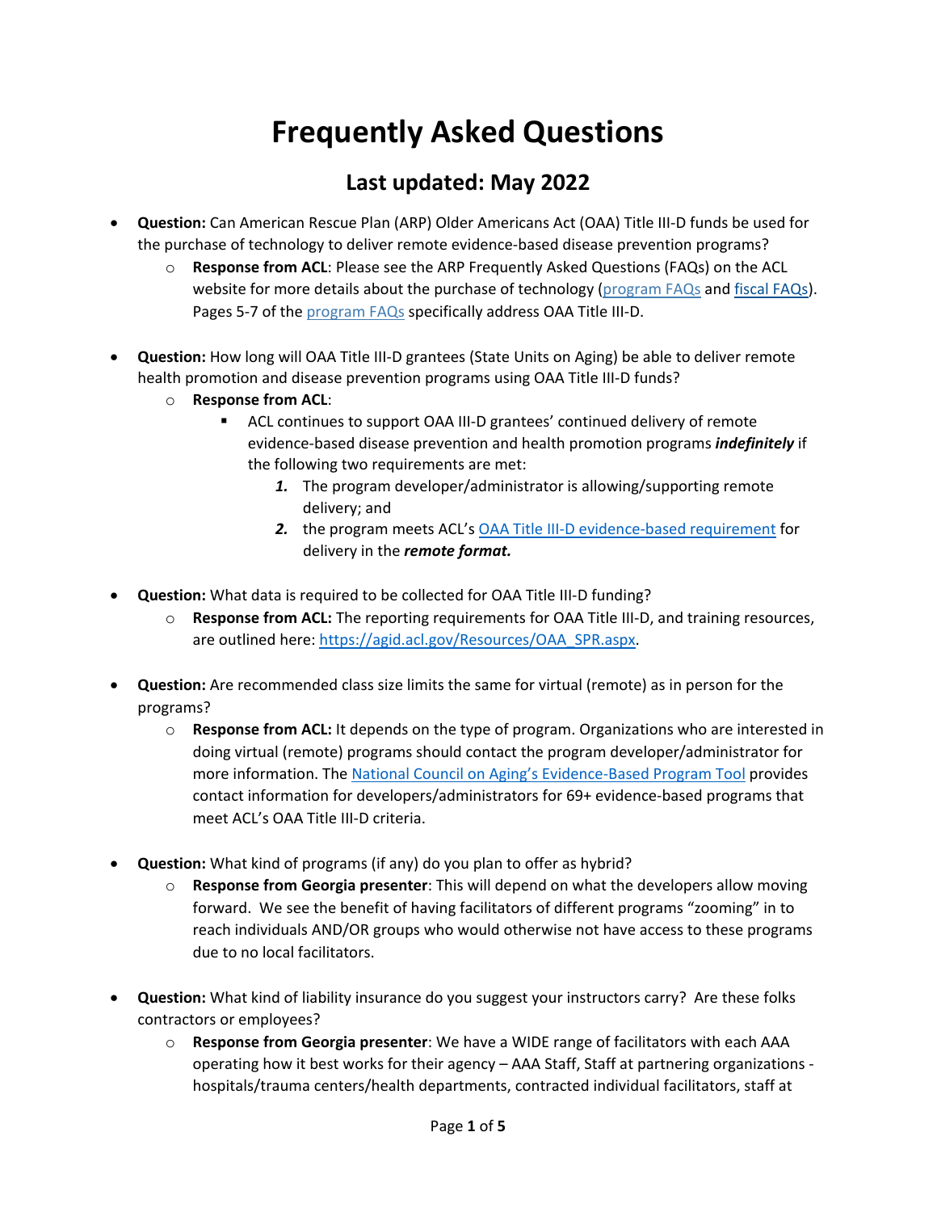# Frequently Asked Questions

## Last updated: May 2022

- **Question:** Can American Rescue Plan (ARP) Older Americans Act (OAA) Title III-D funds be used for the purchase of technology to deliver remote evidence-based disease prevention programs?
    - **Response from ACL**: Please see the ARP Frequently Asked Questions (FAQs) on the ACL website for more details about the purchase of technology (program FAQs and fiscal FAQs). Pages 5-7 of the program FAQs specifically address OAA Title III-D.

- **Question:** How long will OAA Title III-D grantees (State Units on Aging) be able to deliver remote health promotion and disease prevention programs using OAA Title III-D funds?
    - **Response from ACL**:
        - ACL continues to support OAA III-D grantees' continued delivery of remote evidence-based disease prevention and health promotion programs ***indefinitely*** if the following two requirements are met:
            1. The program developer/administrator is allowing/supporting remote delivery; and
            2. the program meets ACL's OAA Title III-D evidence-based requirement for delivery in the ***remote format.***

- **Question:** What data is required to be collected for OAA Title III-D funding?
    - **Response from ACL:** The reporting requirements for OAA Title III-D, and training resources, are outlined here: https://agid.acl.gov/Resources/OAA_SPR.aspx.

- **Question:** Are recommended class size limits the same for virtual (remote) as in person for the programs?
    - **Response from ACL:** It depends on the type of program. Organizations who are interested in doing virtual (remote) programs should contact the program developer/administrator for more information. The National Council on Aging's Evidence-Based Program Tool provides contact information for developers/administrators for 69+ evidence-based programs that meet ACL's OAA Title III-D criteria.

- **Question:** What kind of programs (if any) do you plan to offer as hybrid?
    - **Response from Georgia presenter**: This will depend on what the developers allow moving forward. We see the benefit of having facilitators of different programs "zooming" in to reach individuals AND/OR groups who would otherwise not have access to these programs due to no local facilitators.

- **Question:** What kind of liability insurance do you suggest your instructors carry? Are these folks contractors or employees?
    - **Response from Georgia presenter**: We have a WIDE range of facilitators with each AAA operating how it best works for their agency – AAA Staff, Staff at partnering organizations - hospitals/trauma centers/health departments, contracted individual facilitators, staff at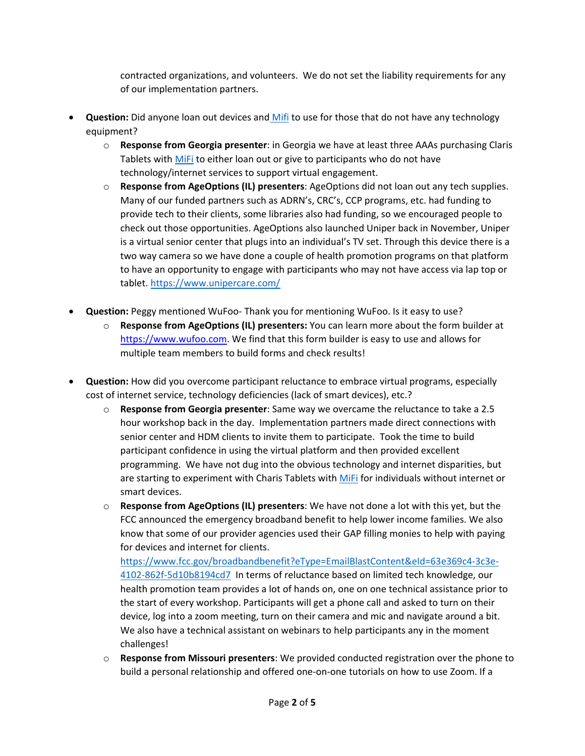contracted organizations, and volunteers. We do not set the liability requirements for any of our implementation partners.

- **Question:** Did anyone loan out devices and Mifi to use for those that do not have any technology equipment?
  - **Response from Georgia presenter**: in Georgia we have at least three AAAs purchasing Claris Tablets with MiFi to either loan out or give to participants who do not have technology/internet services to support virtual engagement.
  - **Response from AgeOptions (IL) presenters**: AgeOptions did not loan out any tech supplies. Many of our funded partners such as ADRN's, CRC's, CCP programs, etc. had funding to provide tech to their clients, some libraries also had funding, so we encouraged people to check out those opportunities. AgeOptions also launched Uniper back in November, Uniper is a virtual senior center that plugs into an individual's TV set. Through this device there is a two way camera so we have done a couple of health promotion programs on that platform to have an opportunity to engage with participants who may not have access via lap top or tablet. https://www.unipercare.com/

- **Question:** Peggy mentioned WuFoo- Thank you for mentioning WuFoo. Is it easy to use?
  - **Response from AgeOptions (IL) presenters:** You can learn more about the form builder at https://www.wufoo.com. We find that this form builder is easy to use and allows for multiple team members to build forms and check results!

- **Question:** How did you overcome participant reluctance to embrace virtual programs, especially cost of internet service, technology deficiencies (lack of smart devices), etc.?
  - **Response from Georgia presenter**: Same way we overcame the reluctance to take a 2.5 hour workshop back in the day. Implementation partners made direct connections with senior center and HDM clients to invite them to participate. Took the time to build participant confidence in using the virtual platform and then provided excellent programming. We have not dug into the obvious technology and internet disparities, but are starting to experiment with Charis Tablets with MiFi for individuals without internet or smart devices.
  - **Response from AgeOptions (IL) presenters**: We have not done a lot with this yet, but the FCC announced the emergency broadband benefit to help lower income families. We also know that some of our provider agencies used their GAP filling monies to help with paying for devices and internet for clients. https://www.fcc.gov/broadbandbenefit?eType=EmailBlastContent&eId=63e369c4-3c3e-4102-862f-5d10b8194cd7 In terms of reluctance based on limited tech knowledge, our health promotion team provides a lot of hands on, one on one technical assistance prior to the start of every workshop. Participants will get a phone call and asked to turn on their device, log into a zoom meeting, turn on their camera and mic and navigate around a bit. We also have a technical assistant on webinars to help participants any in the moment challenges!
  - **Response from Missouri presenters**: We provided conducted registration over the phone to build a personal relationship and offered one-on-one tutorials on how to use Zoom. If a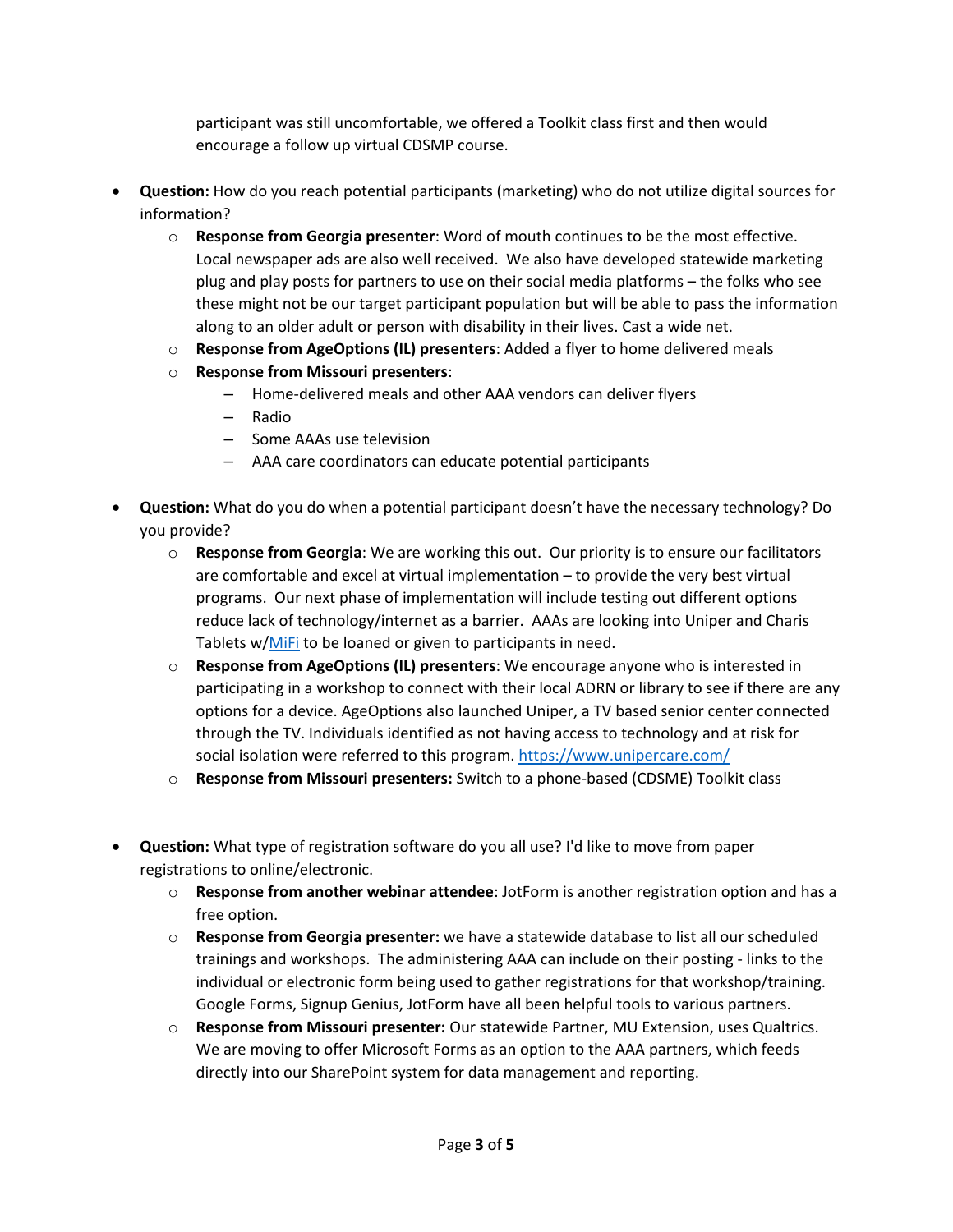participant was still uncomfortable, we offered a Toolkit class first and then would encourage a follow up virtual CDSMP course.

- **Question:** How do you reach potential participants (marketing) who do not utilize digital sources for information?
  - **Response from Georgia presenter**: Word of mouth continues to be the most effective. Local newspaper ads are also well received. We also have developed statewide marketing plug and play posts for partners to use on their social media platforms – the folks who see these might not be our target participant population but will be able to pass the information along to an older adult or person with disability in their lives. Cast a wide net.
  - **Response from AgeOptions (IL) presenters**: Added a flyer to home delivered meals
  - **Response from Missouri presenters**:
    - Home-delivered meals and other AAA vendors can deliver flyers
    - Radio
    - Some AAAs use television
    - AAA care coordinators can educate potential participants

- **Question:** What do you do when a potential participant doesn't have the necessary technology? Do you provide?
  - **Response from Georgia**: We are working this out. Our priority is to ensure our facilitators are comfortable and excel at virtual implementation – to provide the very best virtual programs. Our next phase of implementation will include testing out different options reduce lack of technology/internet as a barrier. AAAs are looking into Uniper and Charis Tablets w/MiFi to be loaned or given to participants in need.
  - **Response from AgeOptions (IL) presenters**: We encourage anyone who is interested in participating in a workshop to connect with their local ADRN or library to see if there are any options for a device. AgeOptions also launched Uniper, a TV based senior center connected through the TV. Individuals identified as not having access to technology and at risk for social isolation were referred to this program. https://www.unipercare.com/
  - **Response from Missouri presenters:** Switch to a phone-based (CDSME) Toolkit class

- **Question:** What type of registration software do you all use? I'd like to move from paper registrations to online/electronic.
  - **Response from another webinar attendee**: JotForm is another registration option and has a free option.
  - **Response from Georgia presenter:** we have a statewide database to list all our scheduled trainings and workshops. The administering AAA can include on their posting - links to the individual or electronic form being used to gather registrations for that workshop/training. Google Forms, Signup Genius, JotForm have all been helpful tools to various partners.
  - **Response from Missouri presenter:** Our statewide Partner, MU Extension, uses Qualtrics. We are moving to offer Microsoft Forms as an option to the AAA partners, which feeds directly into our SharePoint system for data management and reporting.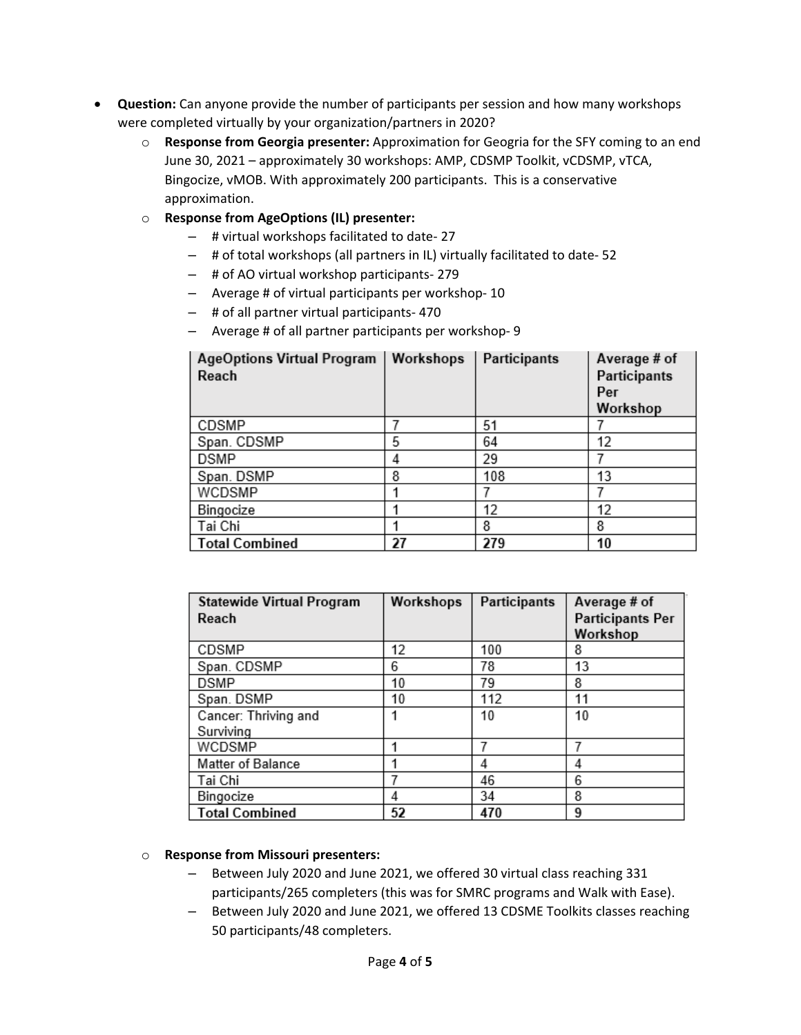- **Question:** Can anyone provide the number of participants per session and how many workshops were completed virtually by your organization/partners in 2020?
  - **Response from Georgia presenter:** Approximation for Geogria for the SFY coming to an end June 30, 2021 – approximately 30 workshops: AMP, CDSMP Toolkit, vCDSMP, vTCA, Bingocize, vMOB. With approximately 200 participants. This is a conservative approximation.
  - **Response from AgeOptions (IL) presenter:**
    - # virtual workshops facilitated to date- 27
    - # of total workshops (all partners in IL) virtually facilitated to date- 52
    - # of AO virtual workshop participants- 279
    - Average # of virtual participants per workshop- 10
    - # of all partner virtual participants- 470
    - Average # of all partner participants per workshop- 9

| AgeOptions Virtual Program Reach | Workshops | Participants | Average # of Participants Per Workshop |
|---|---|---|---|
| CDSMP | 7 | 51 | 7 |
| Span. CDSMP | 5 | 64 | 12 |
| DSMP | 4 | 29 | 7 |
| Span. DSMP | 8 | 108 | 13 |
| WCDSMP | 1 | 7 | 7 |
| Bingocize | 1 | 12 | 12 |
| Tai Chi | 1 | 8 | 8 |
| **Total Combined** | **27** | **279** | **10** |

| Statewide Virtual Program Reach | Workshops | Participants | Average # of Participants Per Workshop |
|---|---|---|---|
| CDSMP | 12 | 100 | 8 |
| Span. CDSMP | 6 | 78 | 13 |
| DSMP | 10 | 79 | 8 |
| Span. DSMP | 10 | 112 | 11 |
| Cancer: Thriving and Surviving | 1 | 10 | 10 |
| WCDSMP | 1 | 7 | 7 |
| Matter of Balance | 1 | 4 | 4 |
| Tai Chi | 7 | 46 | 6 |
| Bingocize | 4 | 34 | 8 |
| **Total Combined** | **52** | **470** | **9** |

  - **Response from Missouri presenters:**
    - Between July 2020 and June 2021, we offered 30 virtual class reaching 331 participants/265 completers (this was for SMRC programs and Walk with Ease).
    - Between July 2020 and June 2021, we offered 13 CDSME Toolkits classes reaching 50 participants/48 completers.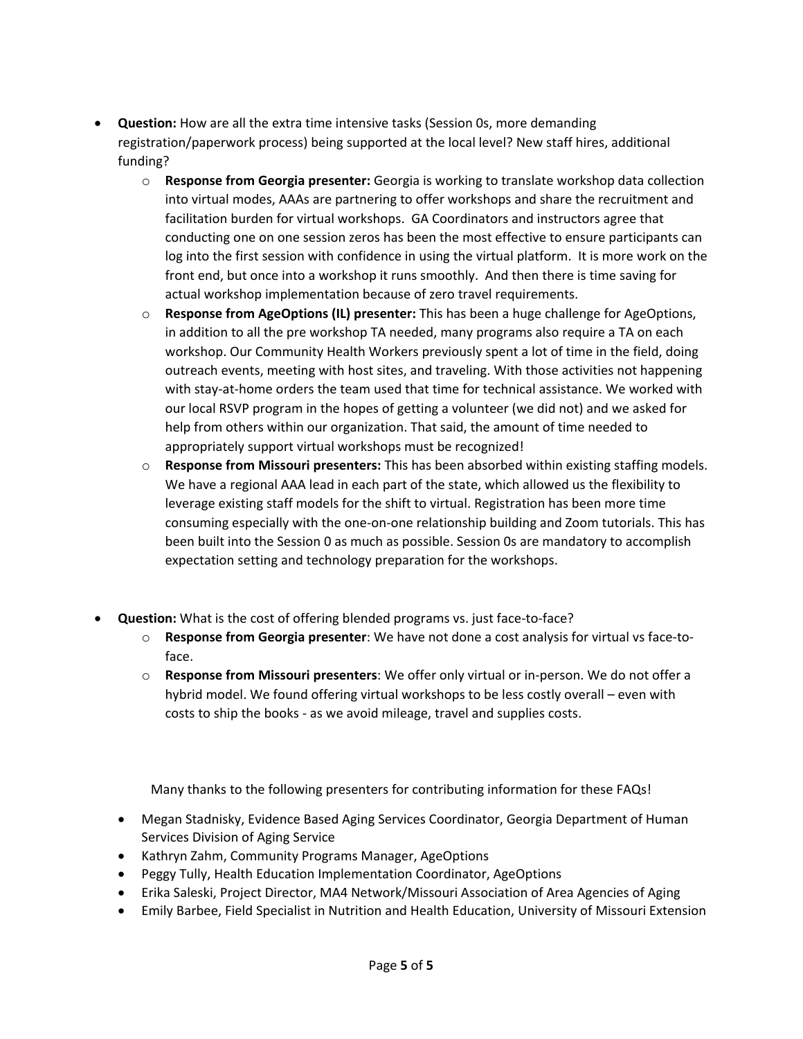- **Question:** How are all the extra time intensive tasks (Session 0s, more demanding registration/paperwork process) being supported at the local level? New staff hires, additional funding?
    - **Response from Georgia presenter:** Georgia is working to translate workshop data collection into virtual modes, AAAs are partnering to offer workshops and share the recruitment and facilitation burden for virtual workshops. GA Coordinators and instructors agree that conducting one on one session zeros has been the most effective to ensure participants can log into the first session with confidence in using the virtual platform. It is more work on the front end, but once into a workshop it runs smoothly. And then there is time saving for actual workshop implementation because of zero travel requirements.
    - **Response from AgeOptions (IL) presenter:** This has been a huge challenge for AgeOptions, in addition to all the pre workshop TA needed, many programs also require a TA on each workshop. Our Community Health Workers previously spent a lot of time in the field, doing outreach events, meeting with host sites, and traveling. With those activities not happening with stay-at-home orders the team used that time for technical assistance. We worked with our local RSVP program in the hopes of getting a volunteer (we did not) and we asked for help from others within our organization. That said, the amount of time needed to appropriately support virtual workshops must be recognized!
    - **Response from Missouri presenters:** This has been absorbed within existing staffing models. We have a regional AAA lead in each part of the state, which allowed us the flexibility to leverage existing staff models for the shift to virtual. Registration has been more time consuming especially with the one-on-one relationship building and Zoom tutorials. This has been built into the Session 0 as much as possible. Session 0s are mandatory to accomplish expectation setting and technology preparation for the workshops.

- **Question:** What is the cost of offering blended programs vs. just face-to-face?
    - **Response from Georgia presenter**: We have not done a cost analysis for virtual vs face-to-face.
    - **Response from Missouri presenters**: We offer only virtual or in-person. We do not offer a hybrid model. We found offering virtual workshops to be less costly overall – even with costs to ship the books - as we avoid mileage, travel and supplies costs.

Many thanks to the following presenters for contributing information for these FAQs!

- Megan Stadnisky, Evidence Based Aging Services Coordinator, Georgia Department of Human Services Division of Aging Service
- Kathryn Zahm, Community Programs Manager, AgeOptions
- Peggy Tully, Health Education Implementation Coordinator, AgeOptions
- Erika Saleski, Project Director, MA4 Network/Missouri Association of Area Agencies of Aging
- Emily Barbee, Field Specialist in Nutrition and Health Education, University of Missouri Extension